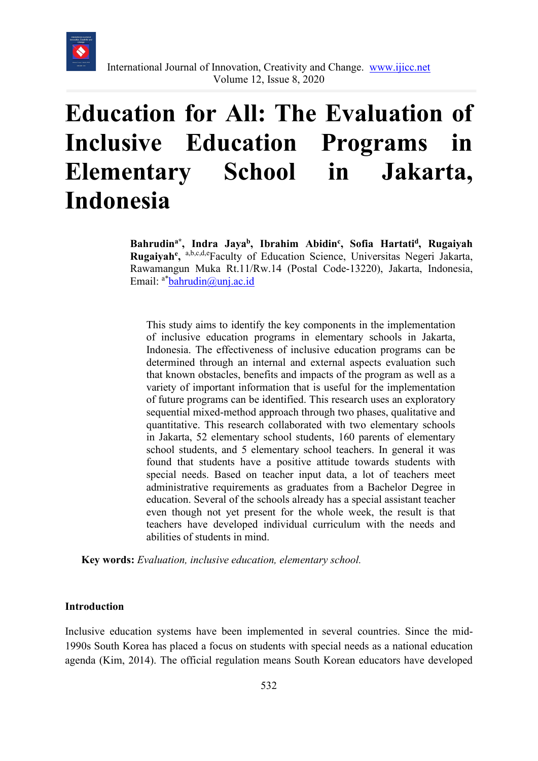# Education for All: The Evaluation of Inclusive Education Programs in Elementary School in Jakarta, Indonesia

**Bahrudin[a*], Indra Jaya[b], Ibrahim Abidin[c], Sofia Hartati[d], Rugaiyah Rugaiyah[e]**, [a,b,c,d,e]Faculty of Education Science, Universitas Negeri Jakarta, Rawamangun Muka Rt.11/Rw.14 (Postal Code-13220), Jakarta, Indonesia, Email: [a*]bahrudin@unj.ac.id

This study aims to identify the key components in the implementation of inclusive education programs in elementary schools in Jakarta, Indonesia. The effectiveness of inclusive education programs can be determined through an internal and external aspects evaluation such that known obstacles, benefits and impacts of the program as well as a variety of important information that is useful for the implementation of future programs can be identified. This research uses an exploratory sequential mixed-method approach through two phases, qualitative and quantitative. This research collaborated with two elementary schools in Jakarta, 52 elementary school students, 160 parents of elementary school students, and 5 elementary school teachers. In general it was found that students have a positive attitude towards students with special needs. Based on teacher input data, a lot of teachers meet administrative requirements as graduates from a Bachelor Degree in education. Several of the schools already has a special assistant teacher even though not yet present for the whole week, the result is that teachers have developed individual curriculum with the needs and abilities of students in mind.

**Key words:** *Evaluation, inclusive education, elementary school.*

## Introduction

Inclusive education systems have been implemented in several countries. Since the mid-1990s South Korea has placed a focus on students with special needs as a national education agenda (Kim, 2014). The official regulation means South Korean educators have developed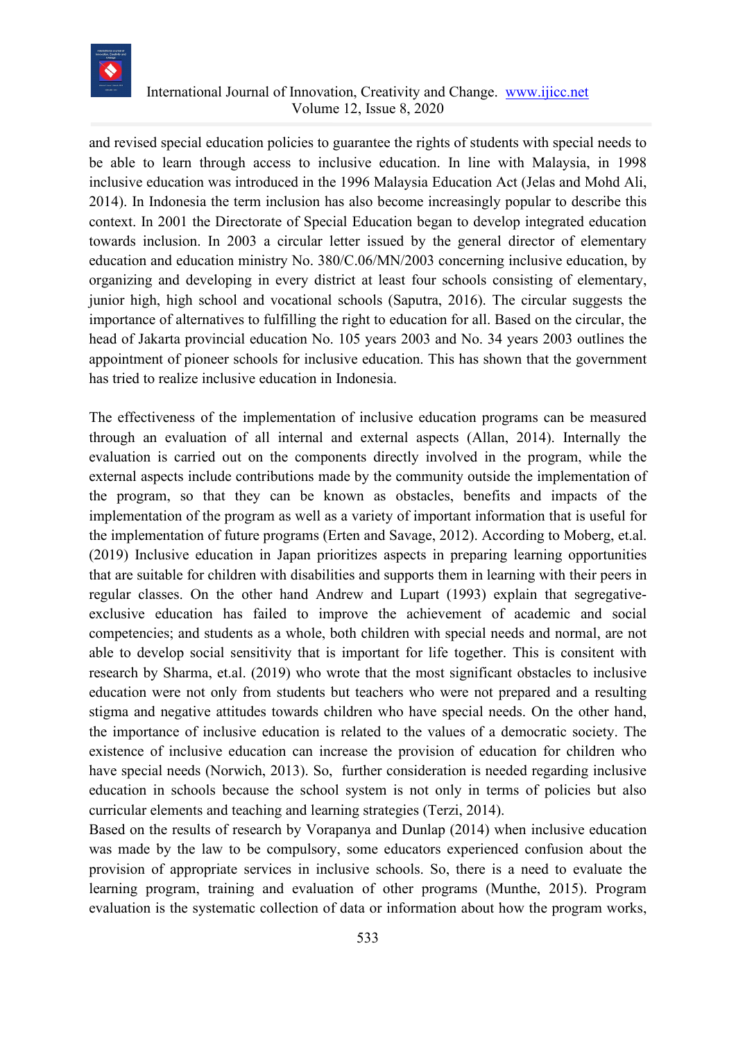and revised special education policies to guarantee the rights of students with special needs to be able to learn through access to inclusive education. In line with Malaysia, in 1998 inclusive education was introduced in the 1996 Malaysia Education Act (Jelas and Mohd Ali, 2014). In Indonesia the term inclusion has also become increasingly popular to describe this context. In 2001 the Directorate of Special Education began to develop integrated education towards inclusion. In 2003 a circular letter issued by the general director of elementary education and education ministry No. 380/C.06/MN/2003 concerning inclusive education, by organizing and developing in every district at least four schools consisting of elementary, junior high, high school and vocational schools (Saputra, 2016). The circular suggests the importance of alternatives to fulfilling the right to education for all. Based on the circular, the head of Jakarta provincial education No. 105 years 2003 and No. 34 years 2003 outlines the appointment of pioneer schools for inclusive education. This has shown that the government has tried to realize inclusive education in Indonesia.

The effectiveness of the implementation of inclusive education programs can be measured through an evaluation of all internal and external aspects (Allan, 2014). Internally the evaluation is carried out on the components directly involved in the program, while the external aspects include contributions made by the community outside the implementation of the program, so that they can be known as obstacles, benefits and impacts of the implementation of the program as well as a variety of important information that is useful for the implementation of future programs (Erten and Savage, 2012). According to Moberg, et.al. (2019) Inclusive education in Japan prioritizes aspects in preparing learning opportunities that are suitable for children with disabilities and supports them in learning with their peers in regular classes. On the other hand Andrew and Lupart (1993) explain that segregative-exclusive education has failed to improve the achievement of academic and social competencies; and students as a whole, both children with special needs and normal, are not able to develop social sensitivity that is important for life together. This is consitent with research by Sharma, et.al. (2019) who wrote that the most significant obstacles to inclusive education were not only from students but teachers who were not prepared and a resulting stigma and negative attitudes towards children who have special needs. On the other hand, the importance of inclusive education is related to the values of a democratic society. The existence of inclusive education can increase the provision of education for children who have special needs (Norwich, 2013). So, further consideration is needed regarding inclusive education in schools because the school system is not only in terms of policies but also curricular elements and teaching and learning strategies (Terzi, 2014).

Based on the results of research by Vorapanya and Dunlap (2014) when inclusive education was made by the law to be compulsory, some educators experienced confusion about the provision of appropriate services in inclusive schools. So, there is a need to evaluate the learning program, training and evaluation of other programs (Munthe, 2015). Program evaluation is the systematic collection of data or information about how the program works,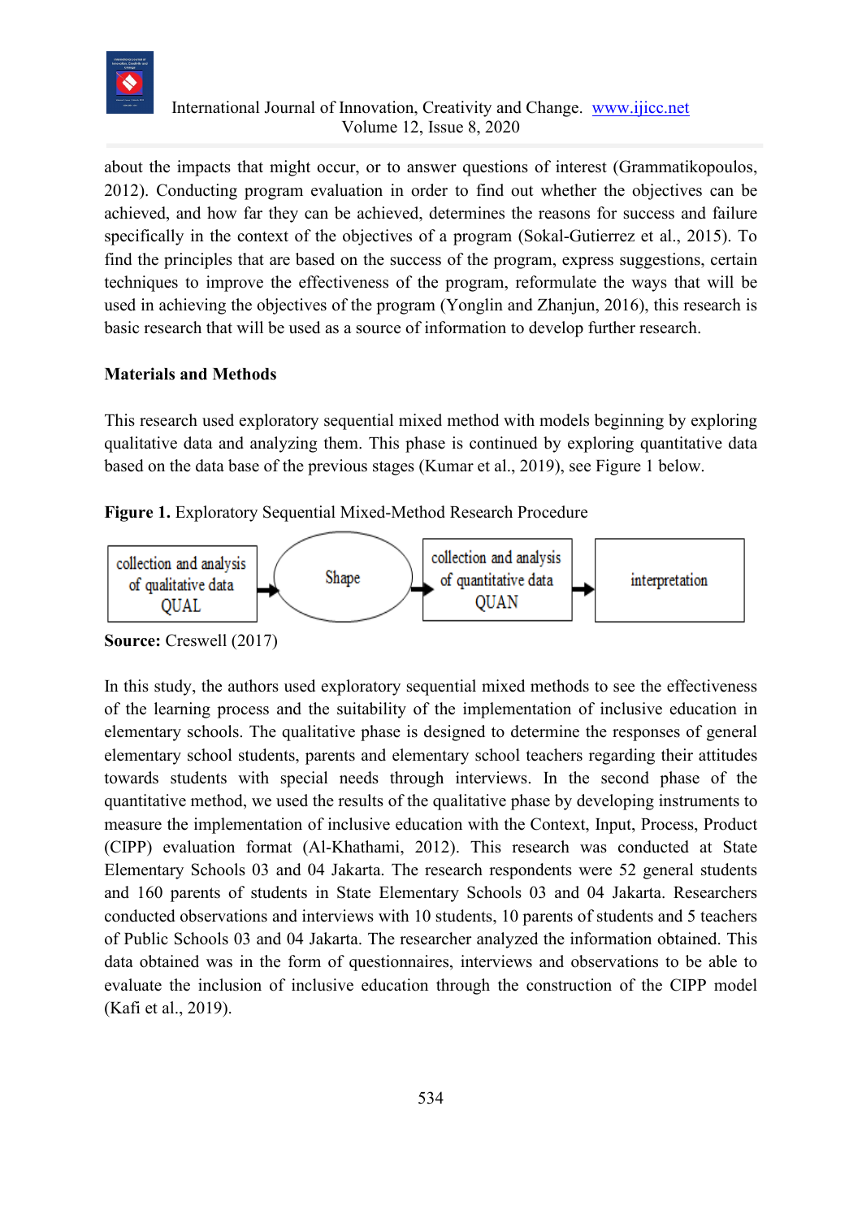about the impacts that might occur, or to answer questions of interest (Grammatikopoulos, 2012). Conducting program evaluation in order to find out whether the objectives can be achieved, and how far they can be achieved, determines the reasons for success and failure specifically in the context of the objectives of a program (Sokal-Gutierrez et al., 2015). To find the principles that are based on the success of the program, express suggestions, certain techniques to improve the effectiveness of the program, reformulate the ways that will be used in achieving the objectives of the program (Yonglin and Zhanjun, 2016), this research is basic research that will be used as a source of information to develop further research.

## Materials and Methods

This research used exploratory sequential mixed method with models beginning by exploring qualitative data and analyzing them. This phase is continued by exploring quantitative data based on the data base of the previous stages (Kumar et al., 2019), see Figure 1 below.

**Figure 1.** Exploratory Sequential Mixed-Method Research Procedure

collection and analysis of qualitative data QUAL → Shape → collection and analysis of quantitative data QUAN → interpretation

**Source:** Creswell (2017)

In this study, the authors used exploratory sequential mixed methods to see the effectiveness of the learning process and the suitability of the implementation of inclusive education in elementary schools. The qualitative phase is designed to determine the responses of general elementary school students, parents and elementary school teachers regarding their attitudes towards students with special needs through interviews. In the second phase of the quantitative method, we used the results of the qualitative phase by developing instruments to measure the implementation of inclusive education with the Context, Input, Process, Product (CIPP) evaluation format (Al-Khathami, 2012). This research was conducted at State Elementary Schools 03 and 04 Jakarta. The research respondents were 52 general students and 160 parents of students in State Elementary Schools 03 and 04 Jakarta. Researchers conducted observations and interviews with 10 students, 10 parents of students and 5 teachers of Public Schools 03 and 04 Jakarta. The researcher analyzed the information obtained. This data obtained was in the form of questionnaires, interviews and observations to be able to evaluate the inclusion of inclusive education through the construction of the CIPP model (Kafi et al., 2019).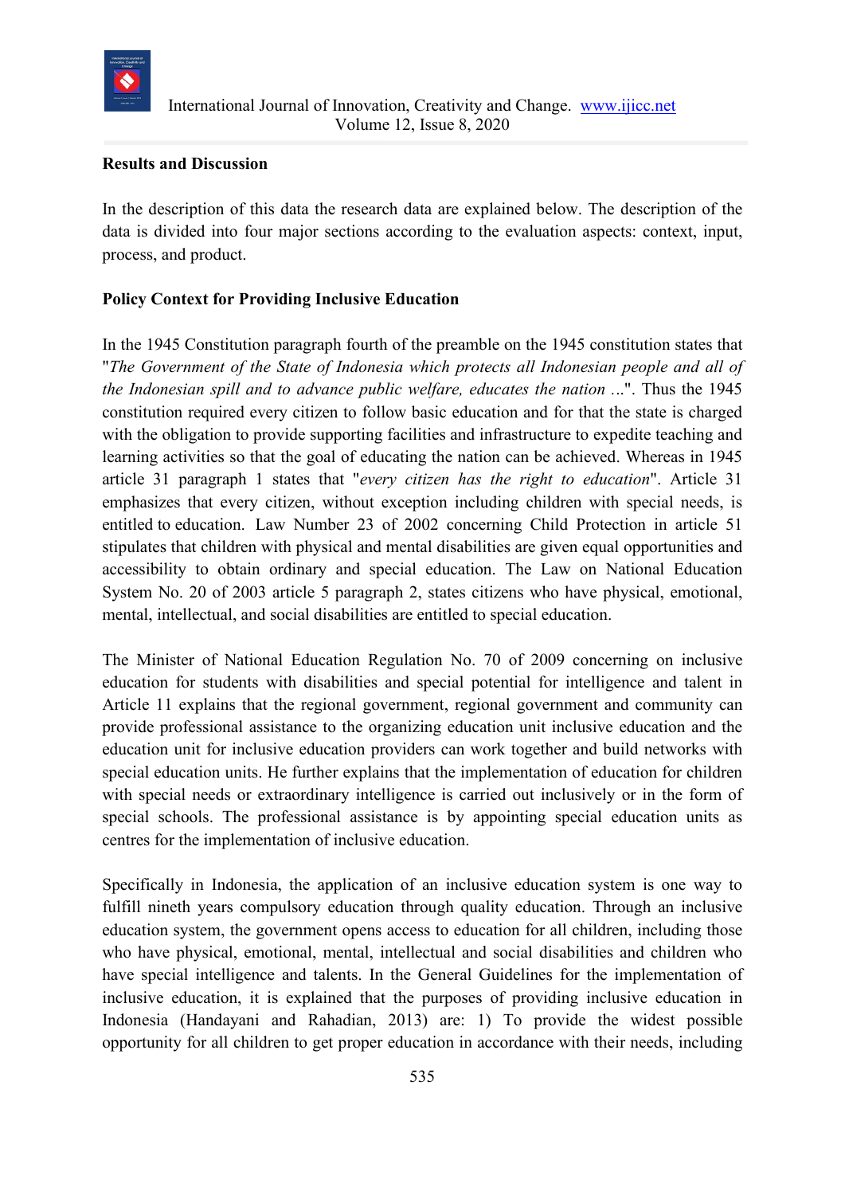**Results and Discussion**

In the description of this data the research data are explained below. The description of the data is divided into four major sections according to the evaluation aspects: context, input, process, and product.

**Policy Context for Providing Inclusive Education**

In the 1945 Constitution paragraph fourth of the preamble on the 1945 constitution states that "*The Government of the State of Indonesia which protects all Indonesian people and all of the Indonesian spill and to advance public welfare, educates the nation* ...". Thus the 1945 constitution required every citizen to follow basic education and for that the state is charged with the obligation to provide supporting facilities and infrastructure to expedite teaching and learning activities so that the goal of educating the nation can be achieved. Whereas in 1945 article 31 paragraph 1 states that "*every citizen has the right to education*". Article 31 emphasizes that every citizen, without exception including children with special needs, is entitled to education. Law Number 23 of 2002 concerning Child Protection in article 51 stipulates that children with physical and mental disabilities are given equal opportunities and accessibility to obtain ordinary and special education. The Law on National Education System No. 20 of 2003 article 5 paragraph 2, states citizens who have physical, emotional, mental, intellectual, and social disabilities are entitled to special education.

The Minister of National Education Regulation No. 70 of 2009 concerning on inclusive education for students with disabilities and special potential for intelligence and talent in Article 11 explains that the regional government, regional government and community can provide professional assistance to the organizing education unit inclusive education and the education unit for inclusive education providers can work together and build networks with special education units. He further explains that the implementation of education for children with special needs or extraordinary intelligence is carried out inclusively or in the form of special schools. The professional assistance is by appointing special education units as centres for the implementation of inclusive education.

Specifically in Indonesia, the application of an inclusive education system is one way to fulfill nineth years compulsory education through quality education. Through an inclusive education system, the government opens access to education for all children, including those who have physical, emotional, mental, intellectual and social disabilities and children who have special intelligence and talents. In the General Guidelines for the implementation of inclusive education, it is explained that the purposes of providing inclusive education in Indonesia (Handayani and Rahadian, 2013) are: 1) To provide the widest possible opportunity for all children to get proper education in accordance with their needs, including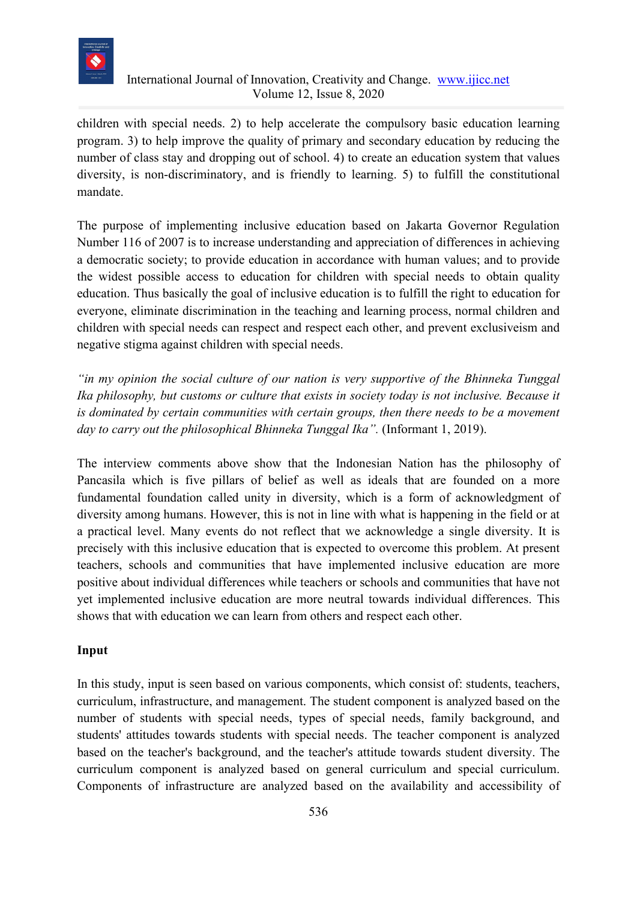children with special needs. 2) to help accelerate the compulsory basic education learning program. 3) to help improve the quality of primary and secondary education by reducing the number of class stay and dropping out of school. 4) to create an education system that values diversity, is non-discriminatory, and is friendly to learning. 5) to fulfill the constitutional mandate.

The purpose of implementing inclusive education based on Jakarta Governor Regulation Number 116 of 2007 is to increase understanding and appreciation of differences in achieving a democratic society; to provide education in accordance with human values; and to provide the widest possible access to education for children with special needs to obtain quality education. Thus basically the goal of inclusive education is to fulfill the right to education for everyone, eliminate discrimination in the teaching and learning process, normal children and children with special needs can respect and respect each other, and prevent exclusiveism and negative stigma against children with special needs.

*"in my opinion the social culture of our nation is very supportive of the Bhinneka Tunggal Ika philosophy, but customs or culture that exists in society today is not inclusive. Because it is dominated by certain communities with certain groups, then there needs to be a movement day to carry out the philosophical Bhinneka Tunggal Ika".* (Informant 1, 2019).

The interview comments above show that the Indonesian Nation has the philosophy of Pancasila which is five pillars of belief as well as ideals that are founded on a more fundamental foundation called unity in diversity, which is a form of acknowledgment of diversity among humans. However, this is not in line with what is happening in the field or at a practical level. Many events do not reflect that we acknowledge a single diversity. It is precisely with this inclusive education that is expected to overcome this problem. At present teachers, schools and communities that have implemented inclusive education are more positive about individual differences while teachers or schools and communities that have not yet implemented inclusive education are more neutral towards individual differences. This shows that with education we can learn from others and respect each other.

**Input**

In this study, input is seen based on various components, which consist of: students, teachers, curriculum, infrastructure, and management. The student component is analyzed based on the number of students with special needs, types of special needs, family background, and students' attitudes towards students with special needs. The teacher component is analyzed based on the teacher's background, and the teacher's attitude towards student diversity. The curriculum component is analyzed based on general curriculum and special curriculum. Components of infrastructure are analyzed based on the availability and accessibility of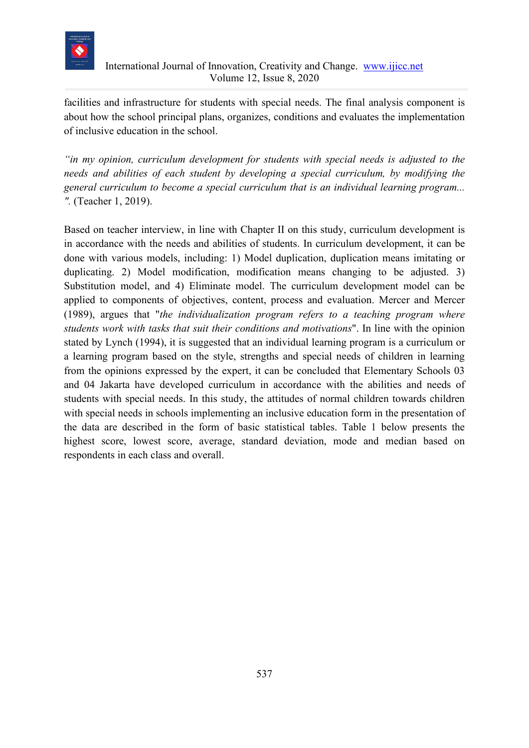facilities and infrastructure for students with special needs. The final analysis component is about how the school principal plans, organizes, conditions and evaluates the implementation of inclusive education in the school.

*"in my opinion, curriculum development for students with special needs is adjusted to the needs and abilities of each student by developing a special curriculum, by modifying the general curriculum to become a special curriculum that is an individual learning program... ".* (Teacher 1, 2019).

Based on teacher interview, in line with Chapter II on this study, curriculum development is in accordance with the needs and abilities of students. In curriculum development, it can be done with various models, including: 1) Model duplication, duplication means imitating or duplicating. 2) Model modification, modification means changing to be adjusted. 3) Substitution model, and 4) Eliminate model. The curriculum development model can be applied to components of objectives, content, process and evaluation. Mercer and Mercer (1989), argues that "*the individualization program refers to a teaching program where students work with tasks that suit their conditions and motivations*". In line with the opinion stated by Lynch (1994), it is suggested that an individual learning program is a curriculum or a learning program based on the style, strengths and special needs of children in learning from the opinions expressed by the expert, it can be concluded that Elementary Schools 03 and 04 Jakarta have developed curriculum in accordance with the abilities and needs of students with special needs. In this study, the attitudes of normal children towards children with special needs in schools implementing an inclusive education form in the presentation of the data are described in the form of basic statistical tables. Table 1 below presents the highest score, lowest score, average, standard deviation, mode and median based on respondents in each class and overall.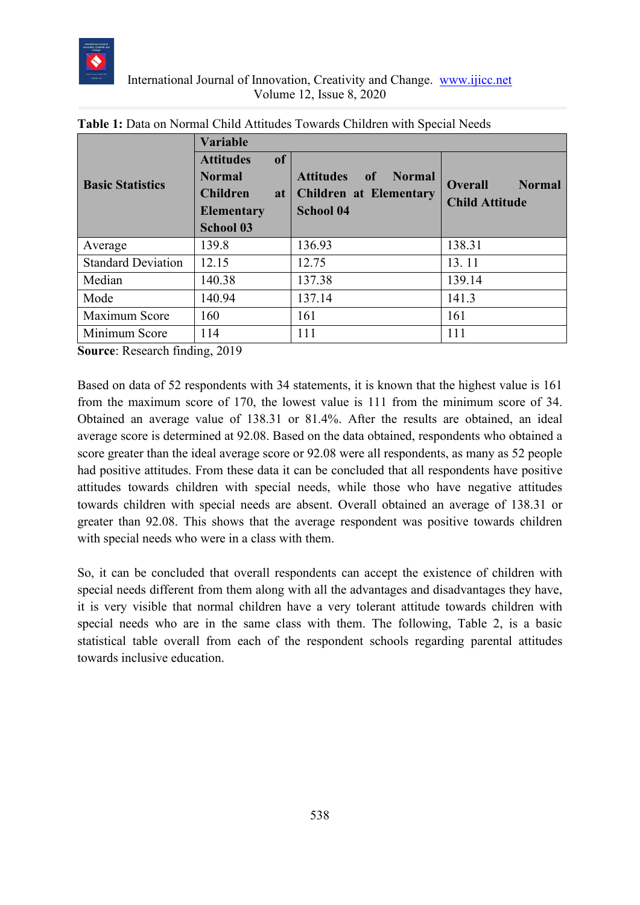**Table 1:** Data on Normal Child Attitudes Towards Children with Special Needs

| Basic Statistics | Variable | | |
|---|---|---|---|
| | Attitudes of Normal Children at Elementary School 03 | Attitudes of Normal Children at Elementary School 04 | Overall Normal Child Attitude |
| Average | 139.8 | 136.93 | 138.31 |
| Standard Deviation | 12.15 | 12.75 | 13. 11 |
| Median | 140.38 | 137.38 | 139.14 |
| Mode | 140.94 | 137.14 | 141.3 |
| Maximum Score | 160 | 161 | 161 |
| Minimum Score | 114 | 111 | 111 |

**Source**: Research finding, 2019

Based on data of 52 respondents with 34 statements, it is known that the highest value is 161 from the maximum score of 170, the lowest value is 111 from the minimum score of 34. Obtained an average value of 138.31 or 81.4%. After the results are obtained, an ideal average score is determined at 92.08. Based on the data obtained, respondents who obtained a score greater than the ideal average score or 92.08 were all respondents, as many as 52 people had positive attitudes. From these data it can be concluded that all respondents have positive attitudes towards children with special needs, while those who have negative attitudes towards children with special needs are absent. Overall obtained an average of 138.31 or greater than 92.08. This shows that the average respondent was positive towards children with special needs who were in a class with them.

So, it can be concluded that overall respondents can accept the existence of children with special needs different from them along with all the advantages and disadvantages they have, it is very visible that normal children have a very tolerant attitude towards children with special needs who are in the same class with them. The following, Table 2, is a basic statistical table overall from each of the respondent schools regarding parental attitudes towards inclusive education.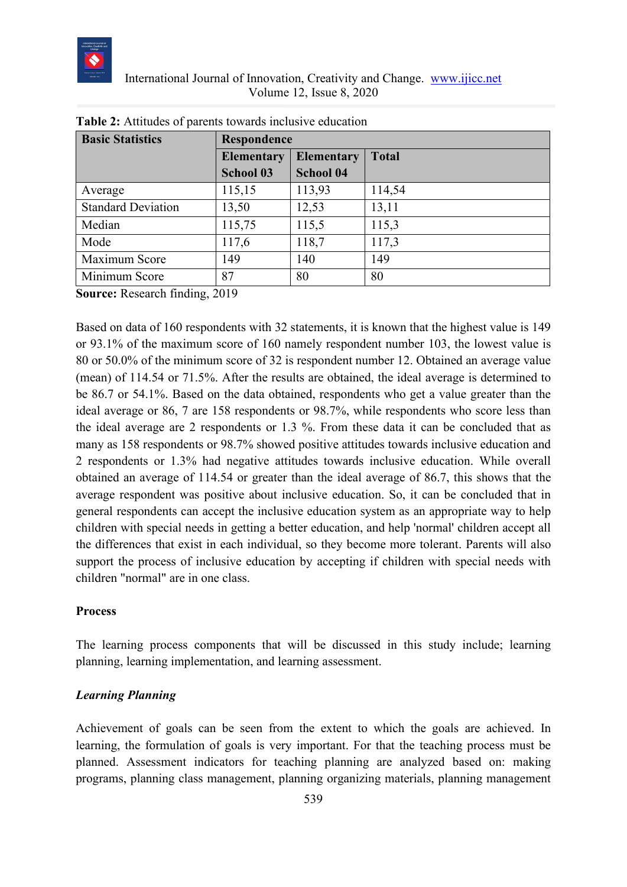**Table 2:** Attitudes of parents towards inclusive education

| Basic Statistics | Respondence | | |
|---|---|---|---|
| | Elementary School 03 | Elementary School 04 | Total |
| Average | 115,15 | 113,93 | 114,54 |
| Standard Deviation | 13,50 | 12,53 | 13,11 |
| Median | 115,75 | 115,5 | 115,3 |
| Mode | 117,6 | 118,7 | 117,3 |
| Maximum Score | 149 | 140 | 149 |
| Minimum Score | 87 | 80 | 80 |

**Source:** Research finding, 2019

Based on data of 160 respondents with 32 statements, it is known that the highest value is 149 or 93.1% of the maximum score of 160 namely respondent number 103, the lowest value is 80 or 50.0% of the minimum score of 32 is respondent number 12. Obtained an average value (mean) of 114.54 or 71.5%. After the results are obtained, the ideal average is determined to be 86.7 or 54.1%. Based on the data obtained, respondents who get a value greater than the ideal average or 86, 7 are 158 respondents or 98.7%, while respondents who score less than the ideal average are 2 respondents or 1.3 %. From these data it can be concluded that as many as 158 respondents or 98.7% showed positive attitudes towards inclusive education and 2 respondents or 1.3% had negative attitudes towards inclusive education. While overall obtained an average of 114.54 or greater than the ideal average of 86.7, this shows that the average respondent was positive about inclusive education. So, it can be concluded that in general respondents can accept the inclusive education system as an appropriate way to help children with special needs in getting a better education, and help 'normal' children accept all the differences that exist in each individual, so they become more tolerant. Parents will also support the process of inclusive education by accepting if children with special needs with children "normal" are in one class.

**Process**

The learning process components that will be discussed in this study include; learning planning, learning implementation, and learning assessment.

***Learning Planning***

Achievement of goals can be seen from the extent to which the goals are achieved. In learning, the formulation of goals is very important. For that the teaching process must be planned. Assessment indicators for teaching planning are analyzed based on: making programs, planning class management, planning organizing materials, planning management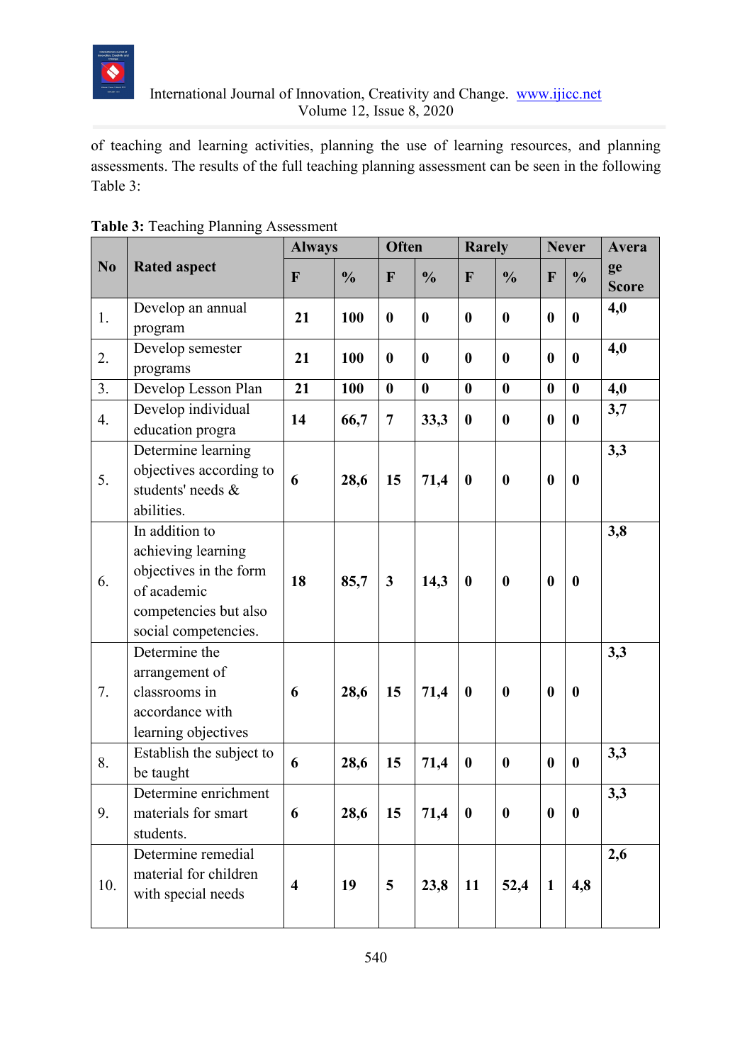of teaching and learning activities, planning the use of learning resources, and planning assessments. The results of the full teaching planning assessment can be seen in the following Table 3:

**Table 3:** Teaching Planning Assessment

| No | Rated aspect | Always | | Often | | Rarely | | Never | | Average Score |
|---|---|---|---|---|---|---|---|---|---|---|
| | | F | % | F | % | F | % | F | % | |
| 1. | Develop an annual program | 21 | 100 | 0 | 0 | 0 | 0 | 0 | 0 | 4,0 |
| 2. | Develop semester programs | 21 | 100 | 0 | 0 | 0 | 0 | 0 | 0 | 4,0 |
| 3. | Develop Lesson Plan | 21 | 100 | 0 | 0 | 0 | 0 | 0 | 0 | 4,0 |
| 4. | Develop individual education progra | 14 | 66,7 | 7 | 33,3 | 0 | 0 | 0 | 0 | 3,7 |
| 5. | Determine learning objectives according to students' needs & abilities. | 6 | 28,6 | 15 | 71,4 | 0 | 0 | 0 | 0 | 3,3 |
| 6. | In addition to achieving learning objectives in the form of academic competencies but also social competencies. | 18 | 85,7 | 3 | 14,3 | 0 | 0 | 0 | 0 | 3,8 |
| 7. | Determine the arrangement of classrooms in accordance with learning objectives | 6 | 28,6 | 15 | 71,4 | 0 | 0 | 0 | 0 | 3,3 |
| 8. | Establish the subject to be taught | 6 | 28,6 | 15 | 71,4 | 0 | 0 | 0 | 0 | 3,3 |
| 9. | Determine enrichment materials for smart students. | 6 | 28,6 | 15 | 71,4 | 0 | 0 | 0 | 0 | 3,3 |
| 10. | Determine remedial material for children with special needs | 4 | 19 | 5 | 23,8 | 11 | 52,4 | 1 | 4,8 | 2,6 |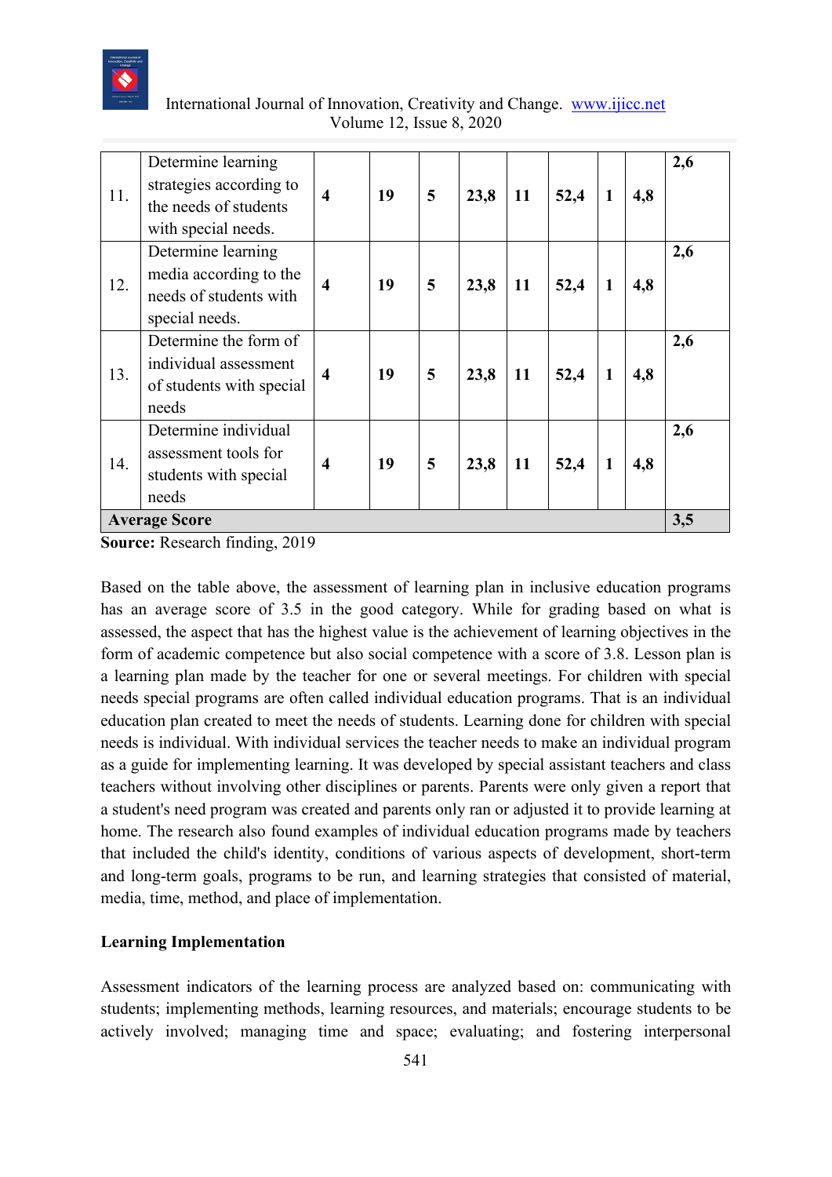| | | | | | | | | | | |
|---|---|---|---|---|---|---|---|---|---|---|
| 11. | Determine learning strategies according to the needs of students with special needs. | **4** | **19** | **5** | **23,8** | **11** | **52,4** | **1** | **4,8** | **2,6** |
| 12. | Determine learning media according to the needs of students with special needs. | **4** | **19** | **5** | **23,8** | **11** | **52,4** | **1** | **4,8** | **2,6** |
| 13. | Determine the form of individual assessment of students with special needs | **4** | **19** | **5** | **23,8** | **11** | **52,4** | **1** | **4,8** | **2,6** |
| 14. | Determine individual assessment tools for students with special needs | **4** | **19** | **5** | **23,8** | **11** | **52,4** | **1** | **4,8** | **2,6** |
| **Average Score** | | | | | | | | | | **3,5** |

**Source:** Research finding, 2019

Based on the table above, the assessment of learning plan in inclusive education programs has an average score of 3.5 in the good category. While for grading based on what is assessed, the aspect that has the highest value is the achievement of learning objectives in the form of academic competence but also social competence with a score of 3.8. Lesson plan is a learning plan made by the teacher for one or several meetings. For children with special needs special programs are often called individual education programs. That is an individual education plan created to meet the needs of students. Learning done for children with special needs is individual. With individual services the teacher needs to make an individual program as a guide for implementing learning. It was developed by special assistant teachers and class teachers without involving other disciplines or parents. Parents were only given a report that a student's need program was created and parents only ran or adjusted it to provide learning at home. The research also found examples of individual education programs made by teachers that included the child's identity, conditions of various aspects of development, short-term and long-term goals, programs to be run, and learning strategies that consisted of material, media, time, method, and place of implementation.

**Learning Implementation**

Assessment indicators of the learning process are analyzed based on: communicating with students; implementing methods, learning resources, and materials; encourage students to be actively involved; managing time and space; evaluating; and fostering interpersonal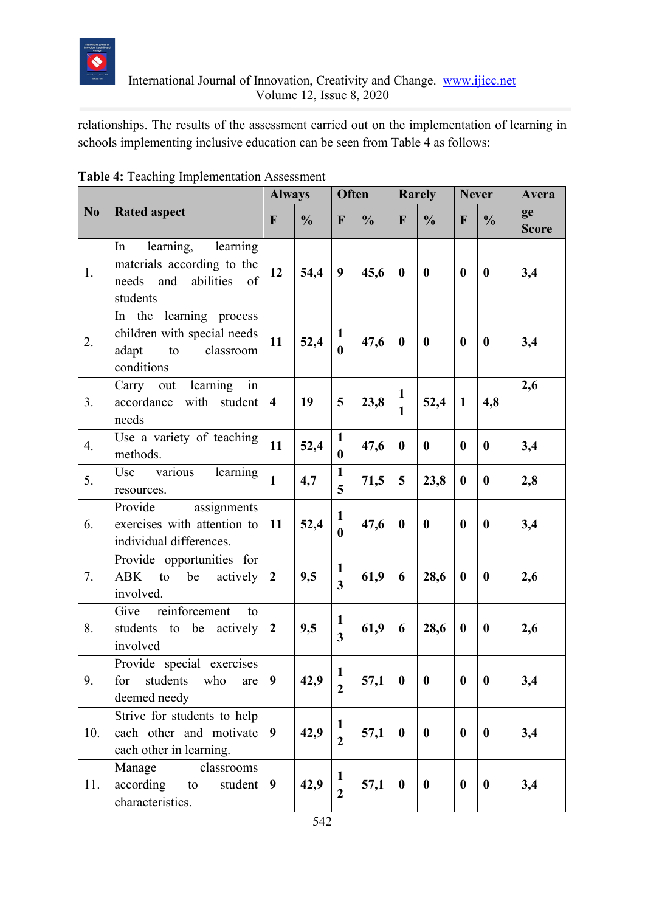relationships. The results of the assessment carried out on the implementation of learning in schools implementing inclusive education can be seen from Table 4 as follows:

**Table 4:** Teaching Implementation Assessment

| No | Rated aspect | Always | | Often | | Rarely | | Never | | Average Score |
|---|---|---|---|---|---|---|---|---|---|---|
| | | F | % | F | % | F | % | F | % | |
| 1. | In learning, learning materials according to the needs and abilities of students | 12 | 54,4 | 9 | 45,6 | 0 | 0 | 0 | 0 | 3,4 |
| 2. | In the learning process children with special needs adapt to classroom conditions | 11 | 52,4 | 10 | 47,6 | 0 | 0 | 0 | 0 | 3,4 |
| 3. | Carry out learning in accordance with student needs | 4 | 19 | 5 | 23,8 | 11 | 52,4 | 1 | 4,8 | 2,6 |
| 4. | Use a variety of teaching methods. | 11 | 52,4 | 10 | 47,6 | 0 | 0 | 0 | 0 | 3,4 |
| 5. | Use various learning resources. | 1 | 4,7 | 15 | 71,5 | 5 | 23,8 | 0 | 0 | 2,8 |
| 6. | Provide assignments exercises with attention to individual differences. | 11 | 52,4 | 10 | 47,6 | 0 | 0 | 0 | 0 | 3,4 |
| 7. | Provide opportunities for ABK to be actively involved. | 2 | 9,5 | 13 | 61,9 | 6 | 28,6 | 0 | 0 | 2,6 |
| 8. | Give reinforcement to students to be actively involved | 2 | 9,5 | 13 | 61,9 | 6 | 28,6 | 0 | 0 | 2,6 |
| 9. | Provide special exercises for students who are deemed needy | 9 | 42,9 | 12 | 57,1 | 0 | 0 | 0 | 0 | 3,4 |
| 10. | Strive for students to help each other and motivate each other in learning. | 9 | 42,9 | 12 | 57,1 | 0 | 0 | 0 | 0 | 3,4 |
| 11. | Manage classrooms according to student characteristics. | 9 | 42,9 | 12 | 57,1 | 0 | 0 | 0 | 0 | 3,4 |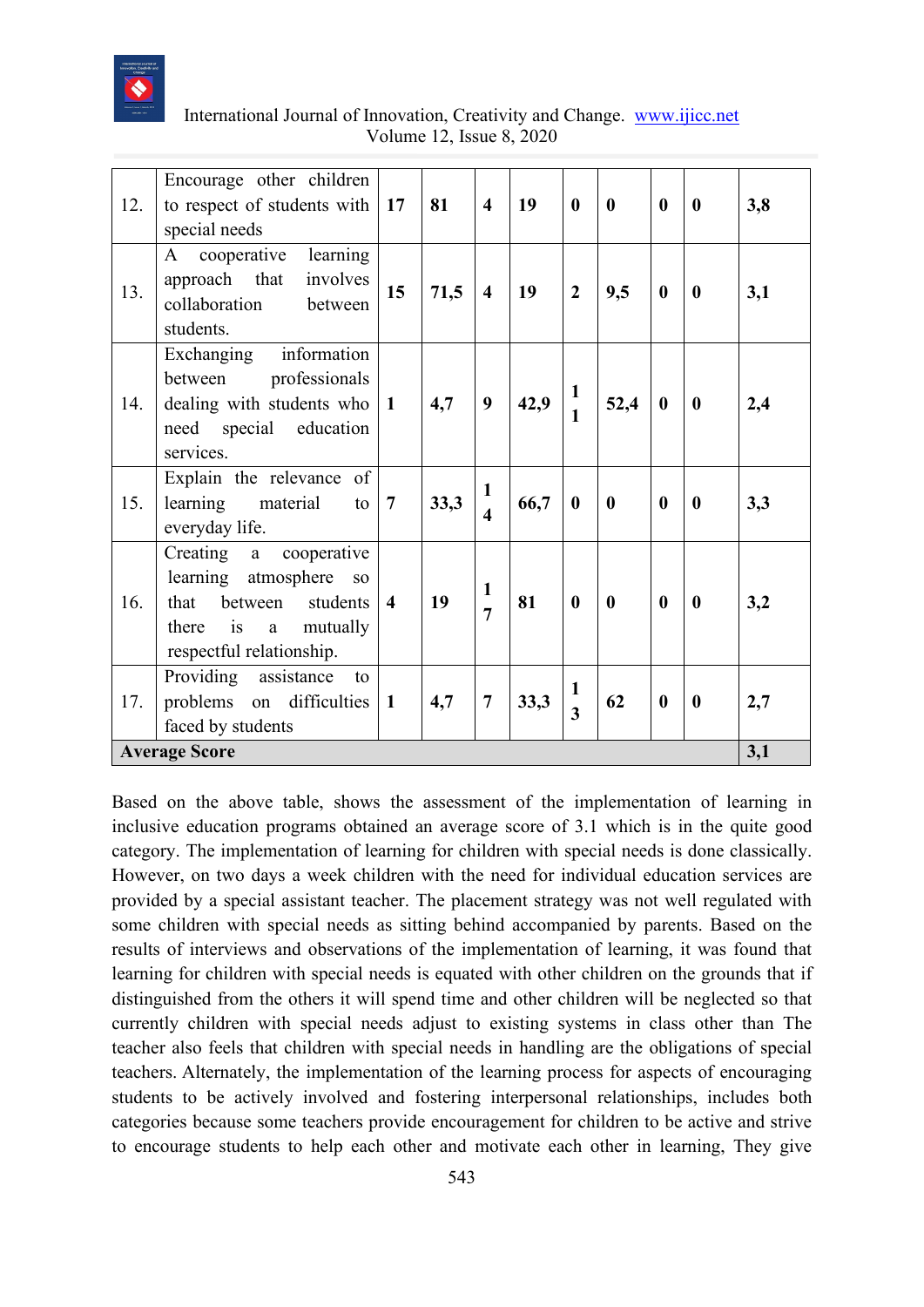| 12. | Encourage other children to respect of students with special needs | **17** | **81** | **4** | **19** | **0** | **0** | **0** | **0** | **3,8** |
|---|---|---|---|---|---|---|---|---|---|---|
| 13. | A cooperative learning approach that involves collaboration between students. | **15** | **71,5** | **4** | **19** | **2** | **9,5** | **0** | **0** | **3,1** |
| 14. | Exchanging information between professionals dealing with students who need special education services. | **1** | **4,7** | **9** | **42,9** | **11** | **52,4** | **0** | **0** | **2,4** |
| 15. | Explain the relevance of learning material to everyday life. | **7** | **33,3** | **14** | **66,7** | **0** | **0** | **0** | **0** | **3,3** |
| 16. | Creating a cooperative learning atmosphere so that between students there is a mutually respectful relationship. | **4** | **19** | **17** | **81** | **0** | **0** | **0** | **0** | **3,2** |
| 17. | Providing assistance to problems on difficulties faced by students | **1** | **4,7** | **7** | **33,3** | **13** | **62** | **0** | **0** | **2,7** |
| **Average Score** | | | | | | | | | | **3,1** |

Based on the above table, shows the assessment of the implementation of learning in inclusive education programs obtained an average score of 3.1 which is in the quite good category. The implementation of learning for children with special needs is done classically. However, on two days a week children with the need for individual education services are provided by a special assistant teacher. The placement strategy was not well regulated with some children with special needs as sitting behind accompanied by parents. Based on the results of interviews and observations of the implementation of learning, it was found that learning for children with special needs is equated with other children on the grounds that if distinguished from the others it will spend time and other children will be neglected so that currently children with special needs adjust to existing systems in class other than The teacher also feels that children with special needs in handling are the obligations of special teachers. Alternately, the implementation of the learning process for aspects of encouraging students to be actively involved and fostering interpersonal relationships, includes both categories because some teachers provide encouragement for children to be active and strive to encourage students to help each other and motivate each other in learning, They give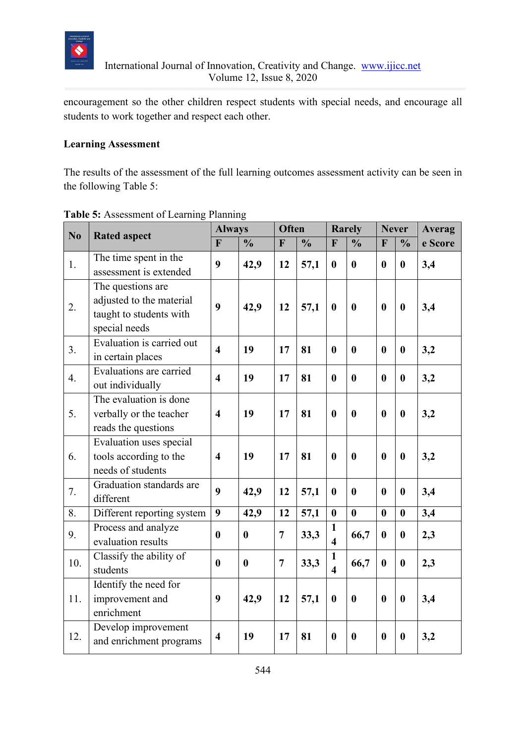encouragement so the other children respect students with special needs, and encourage all students to work together and respect each other.

**Learning Assessment**

The results of the assessment of the full learning outcomes assessment activity can be seen in the following Table 5:

**Table 5:** Assessment of Learning Planning

| No | Rated aspect | Always | | Often | | Rarely | | Never | | Average Score |
|---|---|---|---|---|---|---|---|---|---|---|
| | | F | % | F | % | F | % | F | % | |
| 1. | The time spent in the assessment is extended | 9 | 42,9 | 12 | 57,1 | 0 | 0 | 0 | 0 | 3,4 |
| 2. | The questions are adjusted to the material taught to students with special needs | 9 | 42,9 | 12 | 57,1 | 0 | 0 | 0 | 0 | 3,4 |
| 3. | Evaluation is carried out in certain places | 4 | 19 | 17 | 81 | 0 | 0 | 0 | 0 | 3,2 |
| 4. | Evaluations are carried out individually | 4 | 19 | 17 | 81 | 0 | 0 | 0 | 0 | 3,2 |
| 5. | The evaluation is done verbally or the teacher reads the questions | 4 | 19 | 17 | 81 | 0 | 0 | 0 | 0 | 3,2 |
| 6. | Evaluation uses special tools according to the needs of students | 4 | 19 | 17 | 81 | 0 | 0 | 0 | 0 | 3,2 |
| 7. | Graduation standards are different | 9 | 42,9 | 12 | 57,1 | 0 | 0 | 0 | 0 | 3,4 |
| 8. | Different reporting system | 9 | 42,9 | 12 | 57,1 | 0 | 0 | 0 | 0 | 3,4 |
| 9. | Process and analyze evaluation results | 0 | 0 | 7 | 33,3 | 14 | 66,7 | 0 | 0 | 2,3 |
| 10. | Classify the ability of students | 0 | 0 | 7 | 33,3 | 14 | 66,7 | 0 | 0 | 2,3 |
| 11. | Identify the need for improvement and enrichment | 9 | 42,9 | 12 | 57,1 | 0 | 0 | 0 | 0 | 3,4 |
| 12. | Develop improvement and enrichment programs | 4 | 19 | 17 | 81 | 0 | 0 | 0 | 0 | 3,2 |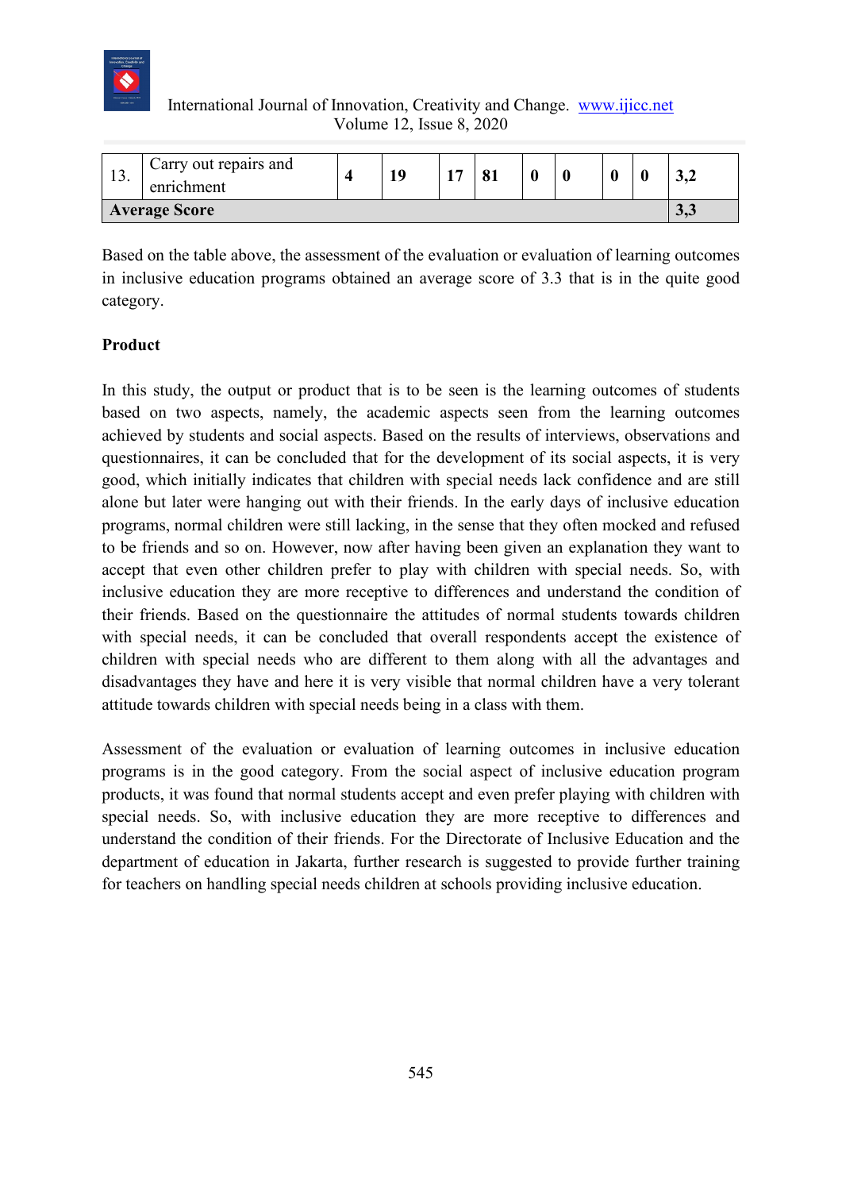| 13. | Carry out repairs and enrichment | **4** | **19** | **17** | **81** | **0** | **0** | **0** | **0** | **3,2** |
|---|---|---|---|---|---|---|---|---|---|---|
| **Average Score** | | | | | | | | | | **3,3** |

Based on the table above, the assessment of the evaluation or evaluation of learning outcomes in inclusive education programs obtained an average score of 3.3 that is in the quite good category.

**Product**

In this study, the output or product that is to be seen is the learning outcomes of students based on two aspects, namely, the academic aspects seen from the learning outcomes achieved by students and social aspects. Based on the results of interviews, observations and questionnaires, it can be concluded that for the development of its social aspects, it is very good, which initially indicates that children with special needs lack confidence and are still alone but later were hanging out with their friends. In the early days of inclusive education programs, normal children were still lacking, in the sense that they often mocked and refused to be friends and so on. However, now after having been given an explanation they want to accept that even other children prefer to play with children with special needs. So, with inclusive education they are more receptive to differences and understand the condition of their friends. Based on the questionnaire the attitudes of normal students towards children with special needs, it can be concluded that overall respondents accept the existence of children with special needs who are different to them along with all the advantages and disadvantages they have and here it is very visible that normal children have a very tolerant attitude towards children with special needs being in a class with them.

Assessment of the evaluation or evaluation of learning outcomes in inclusive education programs is in the good category. From the social aspect of inclusive education program products, it was found that normal students accept and even prefer playing with children with special needs. So, with inclusive education they are more receptive to differences and understand the condition of their friends. For the Directorate of Inclusive Education and the department of education in Jakarta, further research is suggested to provide further training for teachers on handling special needs children at schools providing inclusive education.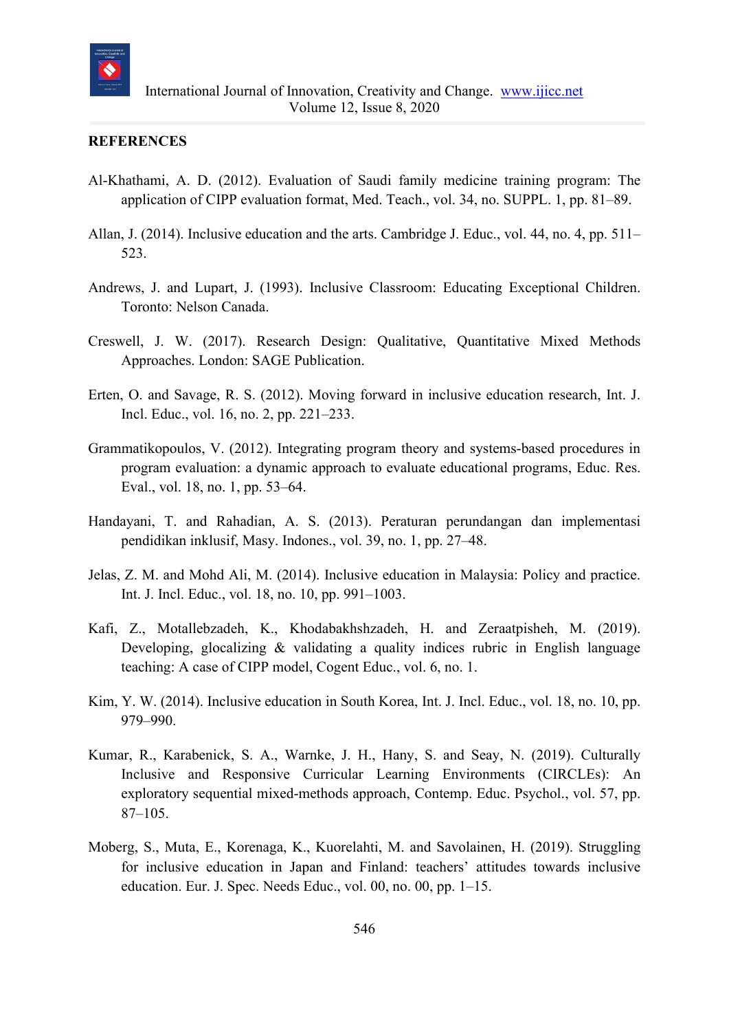## REFERENCES

Al-Khathami, A. D. (2012). Evaluation of Saudi family medicine training program: The application of CIPP evaluation format, Med. Teach., vol. 34, no. SUPPL. 1, pp. 81–89.

Allan, J. (2014). Inclusive education and the arts. Cambridge J. Educ., vol. 44, no. 4, pp. 511–523.

Andrews, J. and Lupart, J. (1993). Inclusive Classroom: Educating Exceptional Children. Toronto: Nelson Canada.

Creswell, J. W. (2017). Research Design: Qualitative, Quantitative Mixed Methods Approaches. London: SAGE Publication.

Erten, O. and Savage, R. S. (2012). Moving forward in inclusive education research, Int. J. Incl. Educ., vol. 16, no. 2, pp. 221–233.

Grammatikopoulos, V. (2012). Integrating program theory and systems-based procedures in program evaluation: a dynamic approach to evaluate educational programs, Educ. Res. Eval., vol. 18, no. 1, pp. 53–64.

Handayani, T. and Rahadian, A. S. (2013). Peraturan perundangan dan implementasi pendidikan inklusif, Masy. Indones., vol. 39, no. 1, pp. 27–48.

Jelas, Z. M. and Mohd Ali, M. (2014). Inclusive education in Malaysia: Policy and practice. Int. J. Incl. Educ., vol. 18, no. 10, pp. 991–1003.

Kafi, Z., Motallebzadeh, K., Khodabakhshzadeh, H. and Zeraatpisheh, M. (2019). Developing, glocalizing & validating a quality indices rubric in English language teaching: A case of CIPP model, Cogent Educ., vol. 6, no. 1.

Kim, Y. W. (2014). Inclusive education in South Korea, Int. J. Incl. Educ., vol. 18, no. 10, pp. 979–990.

Kumar, R., Karabenick, S. A., Warnke, J. H., Hany, S. and Seay, N. (2019). Culturally Inclusive and Responsive Curricular Learning Environments (CIRCLEs): An exploratory sequential mixed-methods approach, Contemp. Educ. Psychol., vol. 57, pp. 87–105.

Moberg, S., Muta, E., Korenaga, K., Kuorelahti, M. and Savolainen, H. (2019). Struggling for inclusive education in Japan and Finland: teachers' attitudes towards inclusive education. Eur. J. Spec. Needs Educ., vol. 00, no. 00, pp. 1–15.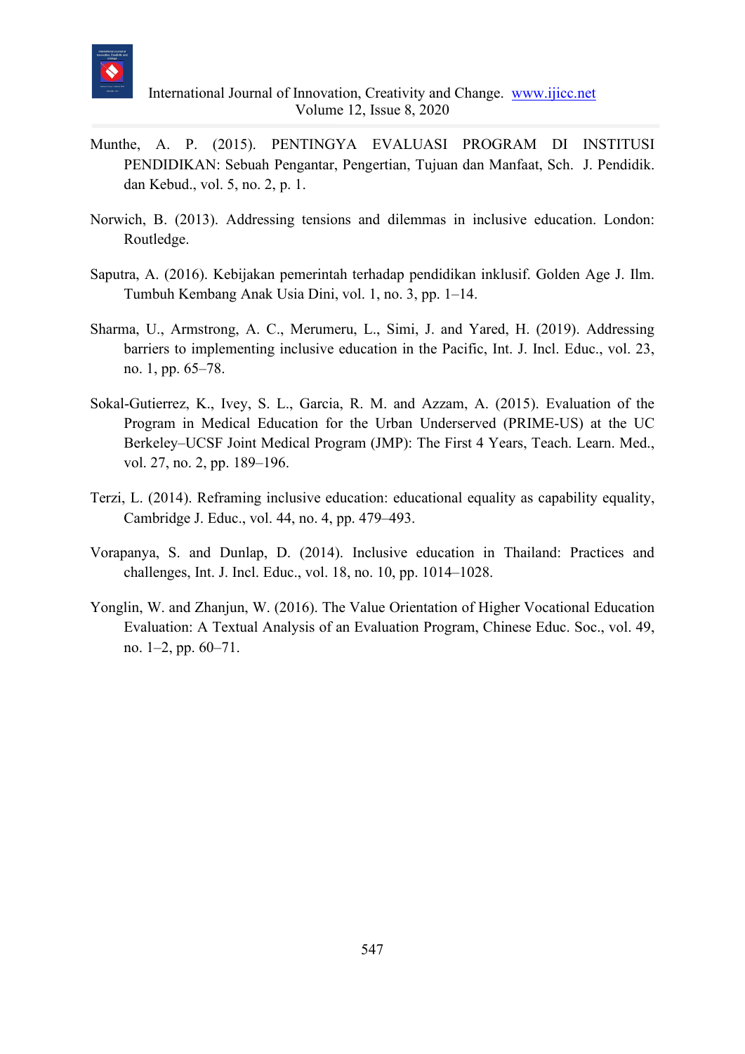Munthe, A. P. (2015). PENTINGYA EVALUASI PROGRAM DI INSTITUSI PENDIDIKAN: Sebuah Pengantar, Pengertian, Tujuan dan Manfaat, Sch. J. Pendidik. dan Kebud., vol. 5, no. 2, p. 1.

Norwich, B. (2013). Addressing tensions and dilemmas in inclusive education. London: Routledge.

Saputra, A. (2016). Kebijakan pemerintah terhadap pendidikan inklusif. Golden Age J. Ilm. Tumbuh Kembang Anak Usia Dini, vol. 1, no. 3, pp. 1–14.

Sharma, U., Armstrong, A. C., Merumeru, L., Simi, J. and Yared, H. (2019). Addressing barriers to implementing inclusive education in the Pacific, Int. J. Incl. Educ., vol. 23, no. 1, pp. 65–78.

Sokal-Gutierrez, K., Ivey, S. L., Garcia, R. M. and Azzam, A. (2015). Evaluation of the Program in Medical Education for the Urban Underserved (PRIME-US) at the UC Berkeley–UCSF Joint Medical Program (JMP): The First 4 Years, Teach. Learn. Med., vol. 27, no. 2, pp. 189–196.

Terzi, L. (2014). Reframing inclusive education: educational equality as capability equality, Cambridge J. Educ., vol. 44, no. 4, pp. 479–493.

Vorapanya, S. and Dunlap, D. (2014). Inclusive education in Thailand: Practices and challenges, Int. J. Incl. Educ., vol. 18, no. 10, pp. 1014–1028.

Yonglin, W. and Zhanjun, W. (2016). The Value Orientation of Higher Vocational Education Evaluation: A Textual Analysis of an Evaluation Program, Chinese Educ. Soc., vol. 49, no. 1–2, pp. 60–71.